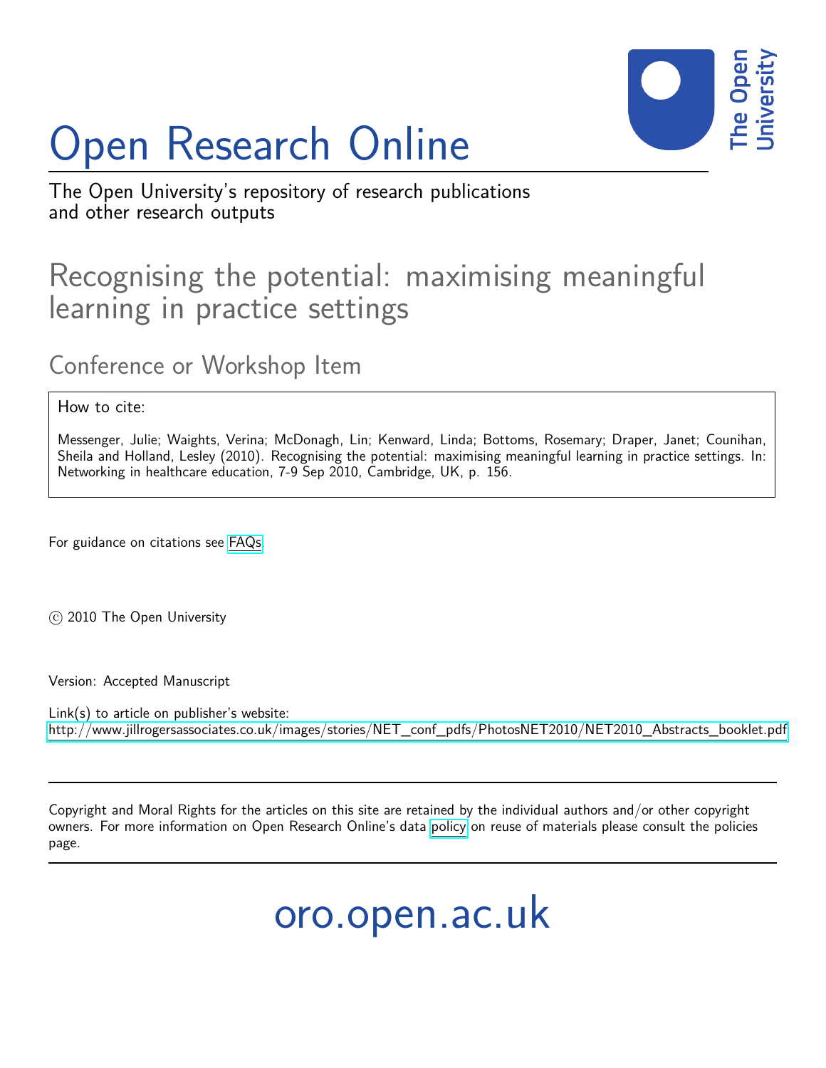# Open Research Online

The Open University's repository of research publications and other research outputs

## Recognising the potential: maximising meaningful learning in practice settings

### Conference or Workshop Item

How to cite:

Messenger, Julie; Waights, Verina; McDonagh, Lin; Kenward, Linda; Bottoms, Rosemary; Draper, Janet; Counihan, Sheila and Holland, Lesley (2010). Recognising the potential: maximising meaningful learning in practice settings. In: Networking in healthcare education, 7-9 Sep 2010, Cambridge, UK, p. 156.

For guidance on citations see FAQs.

© 2010 The Open University

Version: Accepted Manuscript

Link(s) to article on publisher's website:
http://www.jillrogersassociates.co.uk/images/stories/NET_conf_pdfs/PhotosNET2010/NET2010_Abstracts_booklet.pdf

Copyright and Moral Rights for the articles on this site are retained by the individual authors and/or other copyright owners. For more information on Open Research Online's data policy on reuse of materials please consult the policies page.

oro.open.ac.uk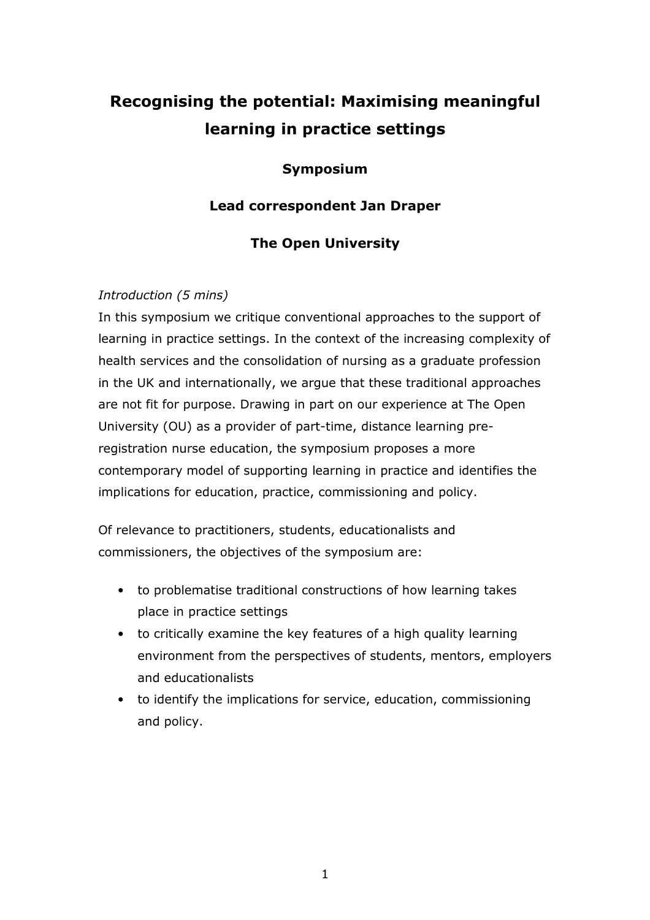# Recognising the potential: Maximising meaningful learning in practice settings

**Symposium**

**Lead correspondent Jan Draper**

**The Open University**

*Introduction (5 mins)*

In this symposium we critique conventional approaches to the support of learning in practice settings. In the context of the increasing complexity of health services and the consolidation of nursing as a graduate profession in the UK and internationally, we argue that these traditional approaches are not fit for purpose. Drawing in part on our experience at The Open University (OU) as a provider of part-time, distance learning pre-registration nurse education, the symposium proposes a more contemporary model of supporting learning in practice and identifies the implications for education, practice, commissioning and policy.

Of relevance to practitioners, students, educationalists and commissioners, the objectives of the symposium are:

- to problematise traditional constructions of how learning takes place in practice settings
- to critically examine the key features of a high quality learning environment from the perspectives of students, mentors, employers and educationalists
- to identify the implications for service, education, commissioning and policy.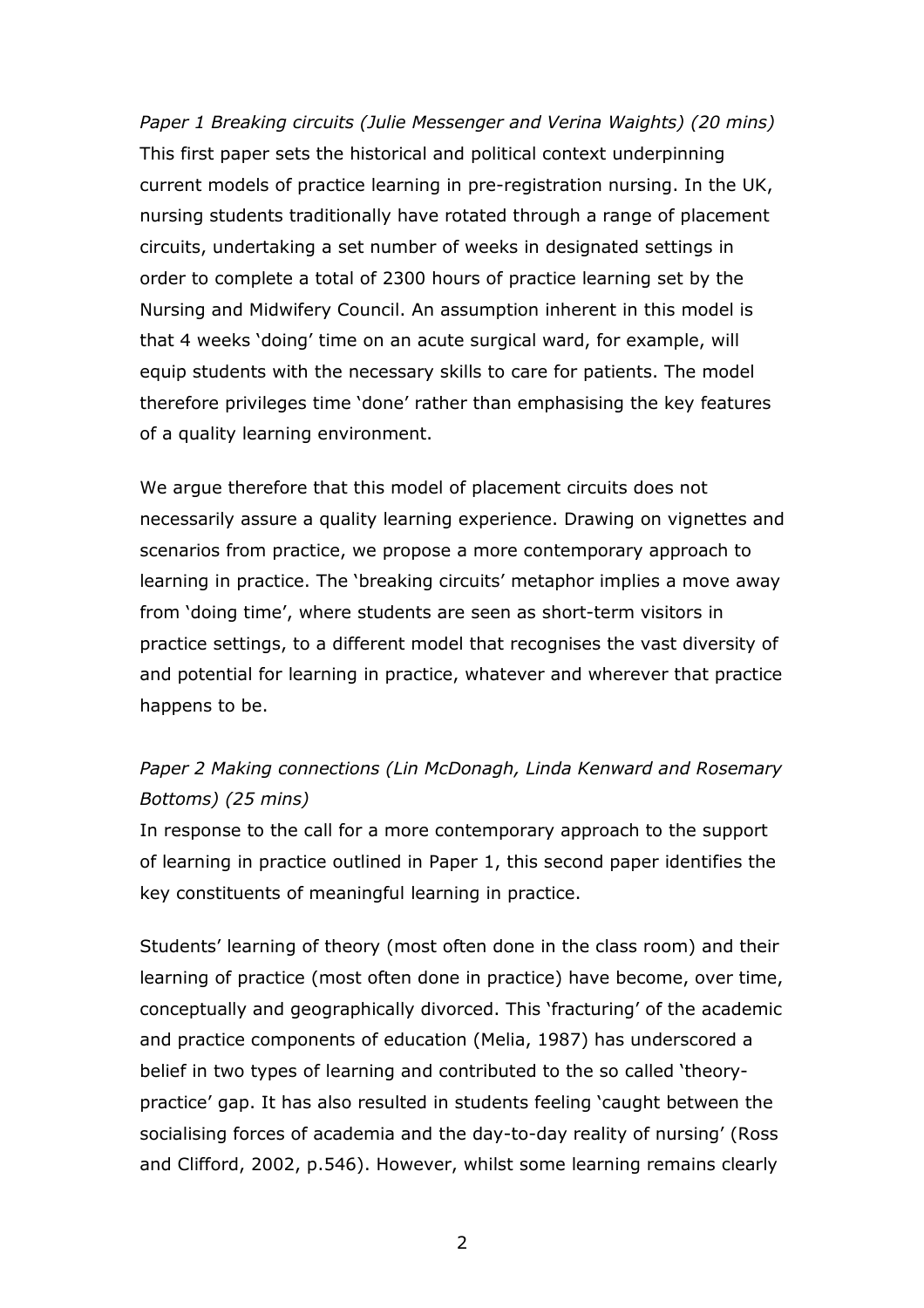*Paper 1 Breaking circuits (Julie Messenger and Verina Waights) (20 mins)*
This first paper sets the historical and political context underpinning current models of practice learning in pre-registration nursing. In the UK, nursing students traditionally have rotated through a range of placement circuits, undertaking a set number of weeks in designated settings in order to complete a total of 2300 hours of practice learning set by the Nursing and Midwifery Council. An assumption inherent in this model is that 4 weeks 'doing' time on an acute surgical ward, for example, will equip students with the necessary skills to care for patients. The model therefore privileges time 'done' rather than emphasising the key features of a quality learning environment.

We argue therefore that this model of placement circuits does not necessarily assure a quality learning experience. Drawing on vignettes and scenarios from practice, we propose a more contemporary approach to learning in practice. The 'breaking circuits' metaphor implies a move away from 'doing time', where students are seen as short-term visitors in practice settings, to a different model that recognises the vast diversity of and potential for learning in practice, whatever and wherever that practice happens to be.

*Paper 2 Making connections (Lin McDonagh, Linda Kenward and Rosemary Bottoms) (25 mins)*
In response to the call for a more contemporary approach to the support of learning in practice outlined in Paper 1, this second paper identifies the key constituents of meaningful learning in practice.

Students' learning of theory (most often done in the class room) and their learning of practice (most often done in practice) have become, over time, conceptually and geographically divorced. This 'fracturing' of the academic and practice components of education (Melia, 1987) has underscored a belief in two types of learning and contributed to the so called 'theory-practice' gap. It has also resulted in students feeling 'caught between the socialising forces of academia and the day-to-day reality of nursing' (Ross and Clifford, 2002, p.546). However, whilst some learning remains clearly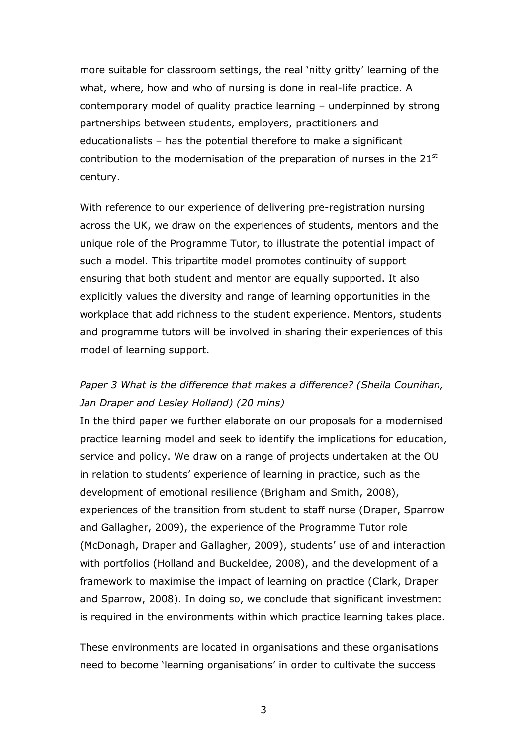more suitable for classroom settings, the real 'nitty gritty' learning of the what, where, how and who of nursing is done in real-life practice. A contemporary model of quality practice learning – underpinned by strong partnerships between students, employers, practitioners and educationalists – has the potential therefore to make a significant contribution to the modernisation of the preparation of nurses in the 21st century.

With reference to our experience of delivering pre-registration nursing across the UK, we draw on the experiences of students, mentors and the unique role of the Programme Tutor, to illustrate the potential impact of such a model. This tripartite model promotes continuity of support ensuring that both student and mentor are equally supported. It also explicitly values the diversity and range of learning opportunities in the workplace that add richness to the student experience. Mentors, students and programme tutors will be involved in sharing their experiences of this model of learning support.

*Paper 3 What is the difference that makes a difference? (Sheila Counihan, Jan Draper and Lesley Holland) (20 mins)*

In the third paper we further elaborate on our proposals for a modernised practice learning model and seek to identify the implications for education, service and policy. We draw on a range of projects undertaken at the OU in relation to students' experience of learning in practice, such as the development of emotional resilience (Brigham and Smith, 2008), experiences of the transition from student to staff nurse (Draper, Sparrow and Gallagher, 2009), the experience of the Programme Tutor role (McDonagh, Draper and Gallagher, 2009), students' use of and interaction with portfolios (Holland and Buckeldee, 2008), and the development of a framework to maximise the impact of learning on practice (Clark, Draper and Sparrow, 2008). In doing so, we conclude that significant investment is required in the environments within which practice learning takes place.

These environments are located in organisations and these organisations need to become 'learning organisations' in order to cultivate the success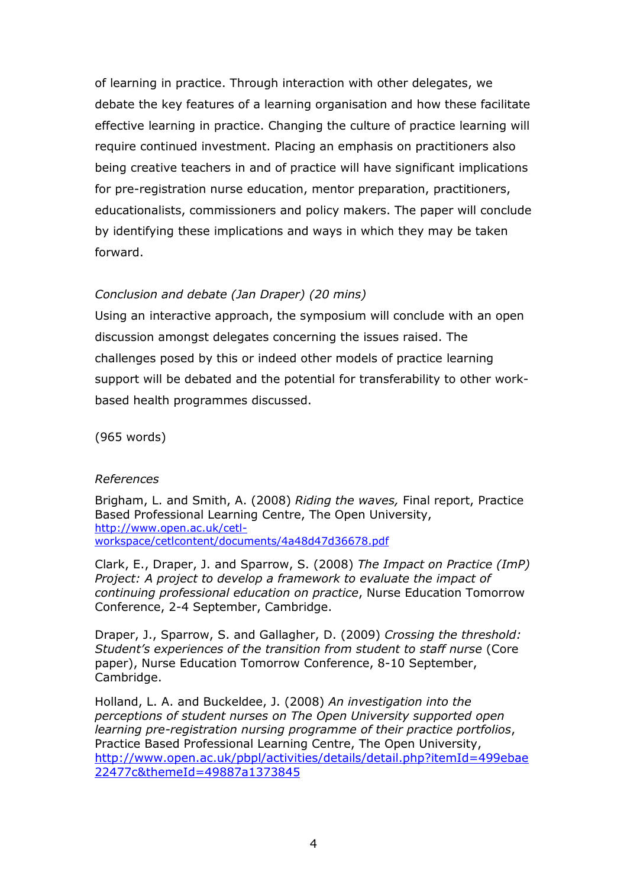of learning in practice. Through interaction with other delegates, we debate the key features of a learning organisation and how these facilitate effective learning in practice. Changing the culture of practice learning will require continued investment. Placing an emphasis on practitioners also being creative teachers in and of practice will have significant implications for pre-registration nurse education, mentor preparation, practitioners, educationalists, commissioners and policy makers. The paper will conclude by identifying these implications and ways in which they may be taken forward.

*Conclusion and debate (Jan Draper) (20 mins)*

Using an interactive approach, the symposium will conclude with an open discussion amongst delegates concerning the issues raised. The challenges posed by this or indeed other models of practice learning support will be debated and the potential for transferability to other work-based health programmes discussed.

(965 words)

*References*

Brigham, L. and Smith, A. (2008) *Riding the waves,* Final report, Practice Based Professional Learning Centre, The Open University, http://www.open.ac.uk/cetl-workspace/cetlcontent/documents/4a48d47d36678.pdf

Clark, E., Draper, J. and Sparrow, S. (2008) *The Impact on Practice (ImP) Project: A project to develop a framework to evaluate the impact of continuing professional education on practice*, Nurse Education Tomorrow Conference, 2-4 September, Cambridge.

Draper, J., Sparrow, S. and Gallagher, D. (2009) *Crossing the threshold: Student's experiences of the transition from student to staff nurse* (Core paper), Nurse Education Tomorrow Conference, 8-10 September, Cambridge.

Holland, L. A. and Buckeldee, J. (2008) *An investigation into the perceptions of student nurses on The Open University supported open learning pre-registration nursing programme of their practice portfolios*, Practice Based Professional Learning Centre, The Open University, http://www.open.ac.uk/pbpl/activities/details/detail.php?itemId=499ebae22477c&themeId=49887a1373845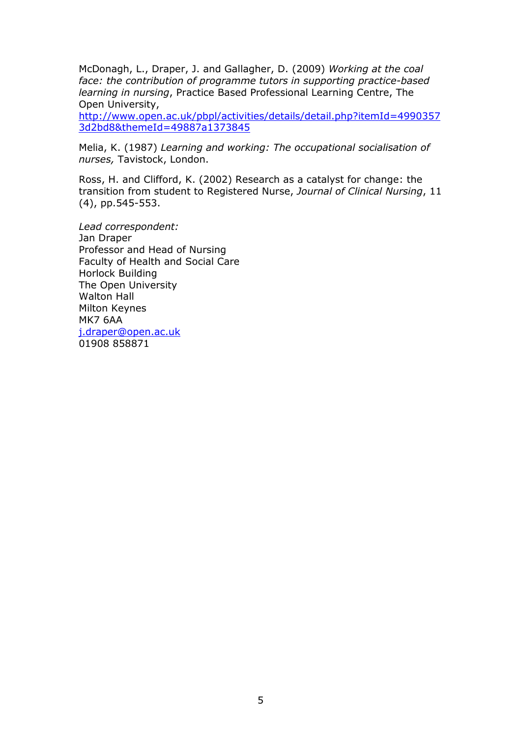McDonagh, L., Draper, J. and Gallagher, D. (2009) *Working at the coal face: the contribution of programme tutors in supporting practice-based learning in nursing*, Practice Based Professional Learning Centre, The Open University, http://www.open.ac.uk/pbpl/activities/details/detail.php?itemId=49903573d2bd8&themeId=49887a1373845

Melia, K. (1987) *Learning and working: The occupational socialisation of nurses,* Tavistock, London.

Ross, H. and Clifford, K. (2002) Research as a catalyst for change: the transition from student to Registered Nurse, *Journal of Clinical Nursing*, 11 (4), pp.545-553.

*Lead correspondent:*
Jan Draper
Professor and Head of Nursing
Faculty of Health and Social Care
Horlock Building
The Open University
Walton Hall
Milton Keynes
MK7 6AA
j.draper@open.ac.uk
01908 858871